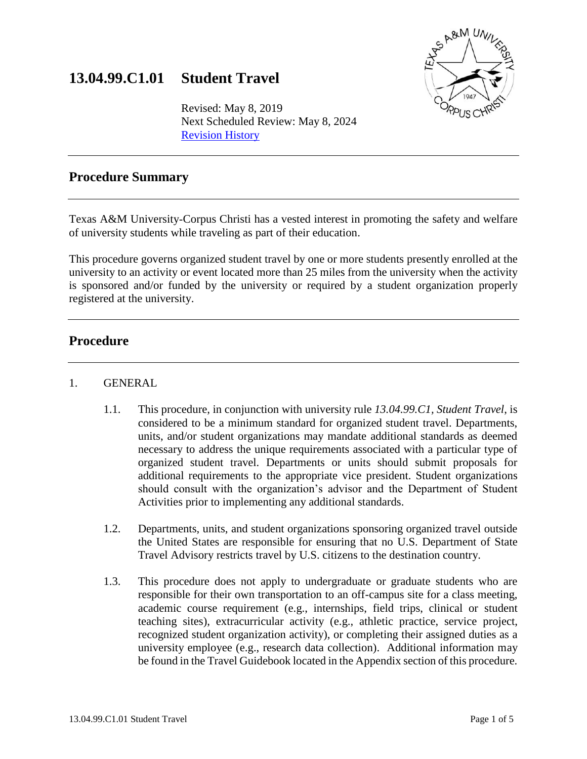# 13.04.99.C1.01 Student Travel

Revised: May 8, 2019
Next Scheduled Review: May 8, 2024
Revision History

## Procedure Summary

Texas A&M University-Corpus Christi has a vested interest in promoting the safety and welfare of university students while traveling as part of their education.

This procedure governs organized student travel by one or more students presently enrolled at the university to an activity or event located more than 25 miles from the university when the activity is sponsored and/or funded by the university or required by a student organization properly registered at the university.

## Procedure

1. GENERAL

   1.1. This procedure, in conjunction with university rule *13.04.99.C1, Student Travel*, is considered to be a minimum standard for organized student travel. Departments, units, and/or student organizations may mandate additional standards as deemed necessary to address the unique requirements associated with a particular type of organized student travel. Departments or units should submit proposals for additional requirements to the appropriate vice president. Student organizations should consult with the organization's advisor and the Department of Student Activities prior to implementing any additional standards.

   1.2. Departments, units, and student organizations sponsoring organized travel outside the United States are responsible for ensuring that no U.S. Department of State Travel Advisory restricts travel by U.S. citizens to the destination country.

   1.3. This procedure does not apply to undergraduate or graduate students who are responsible for their own transportation to an off-campus site for a class meeting, academic course requirement (e.g., internships, field trips, clinical or student teaching sites), extracurricular activity (e.g., athletic practice, service project, recognized student organization activity), or completing their assigned duties as a university employee (e.g., research data collection). Additional information may be found in the Travel Guidebook located in the Appendix section of this procedure.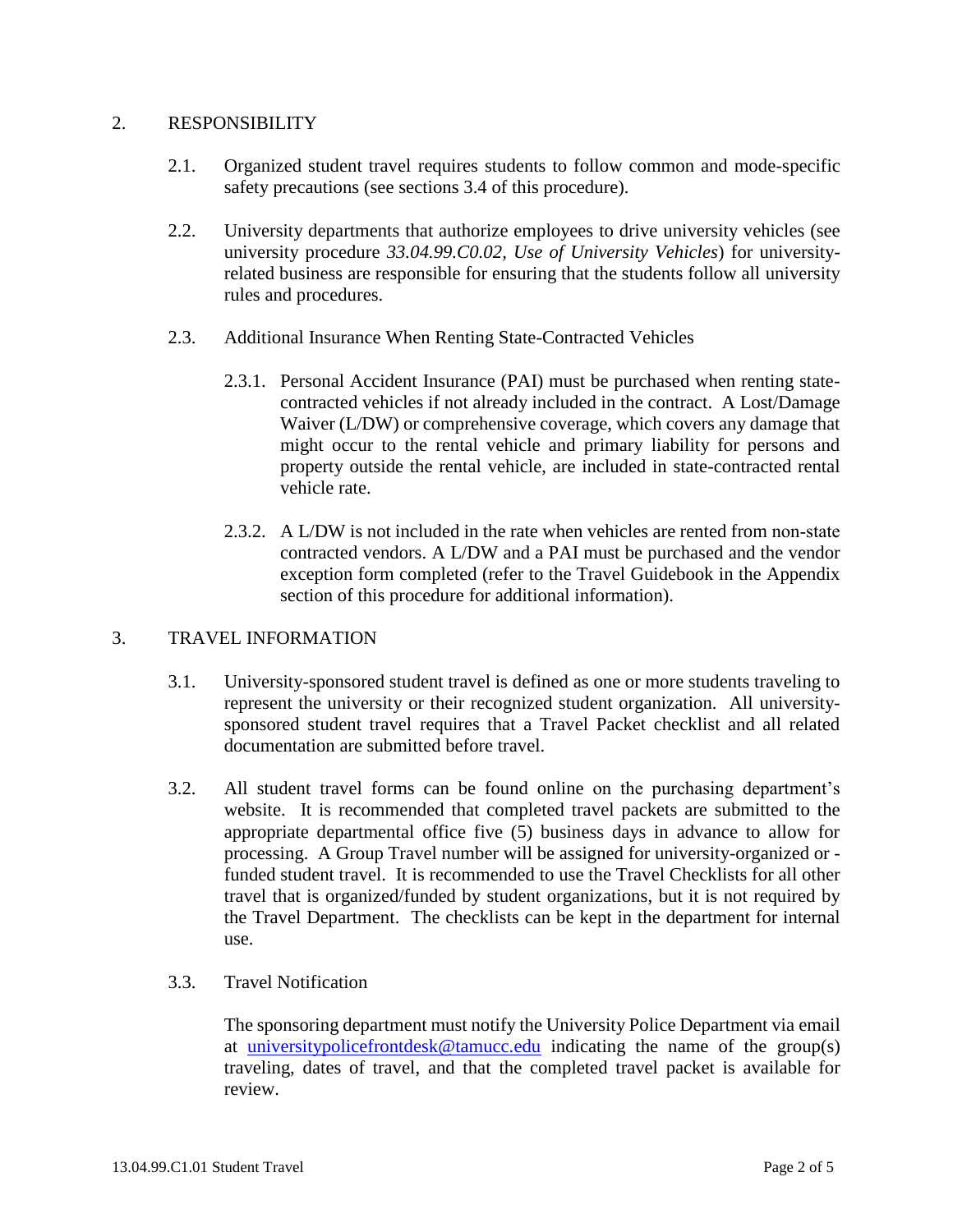## 2. RESPONSIBILITY

2.1. Organized student travel requires students to follow common and mode-specific safety precautions (see sections 3.4 of this procedure).

2.2. University departments that authorize employees to drive university vehicles (see university procedure *33.04.99.C0.02, Use of University Vehicles*) for university-related business are responsible for ensuring that the students follow all university rules and procedures.

2.3. Additional Insurance When Renting State-Contracted Vehicles

2.3.1. Personal Accident Insurance (PAI) must be purchased when renting state-contracted vehicles if not already included in the contract. A Lost/Damage Waiver (L/DW) or comprehensive coverage, which covers any damage that might occur to the rental vehicle and primary liability for persons and property outside the rental vehicle, are included in state-contracted rental vehicle rate.

2.3.2. A L/DW is not included in the rate when vehicles are rented from non-state contracted vendors. A L/DW and a PAI must be purchased and the vendor exception form completed (refer to the Travel Guidebook in the Appendix section of this procedure for additional information).

## 3. TRAVEL INFORMATION

3.1. University-sponsored student travel is defined as one or more students traveling to represent the university or their recognized student organization. All university-sponsored student travel requires that a Travel Packet checklist and all related documentation are submitted before travel.

3.2. All student travel forms can be found online on the purchasing department's website. It is recommended that completed travel packets are submitted to the appropriate departmental office five (5) business days in advance to allow for processing. A Group Travel number will be assigned for university-organized or -funded student travel. It is recommended to use the Travel Checklists for all other travel that is organized/funded by student organizations, but it is not required by the Travel Department. The checklists can be kept in the department for internal use.

3.3. Travel Notification

The sponsoring department must notify the University Police Department via email at [universitypolicefrontdesk@tamucc.edu](mailto:universitypolicefrontdesk@tamucc.edu) indicating the name of the group(s) traveling, dates of travel, and that the completed travel packet is available for review.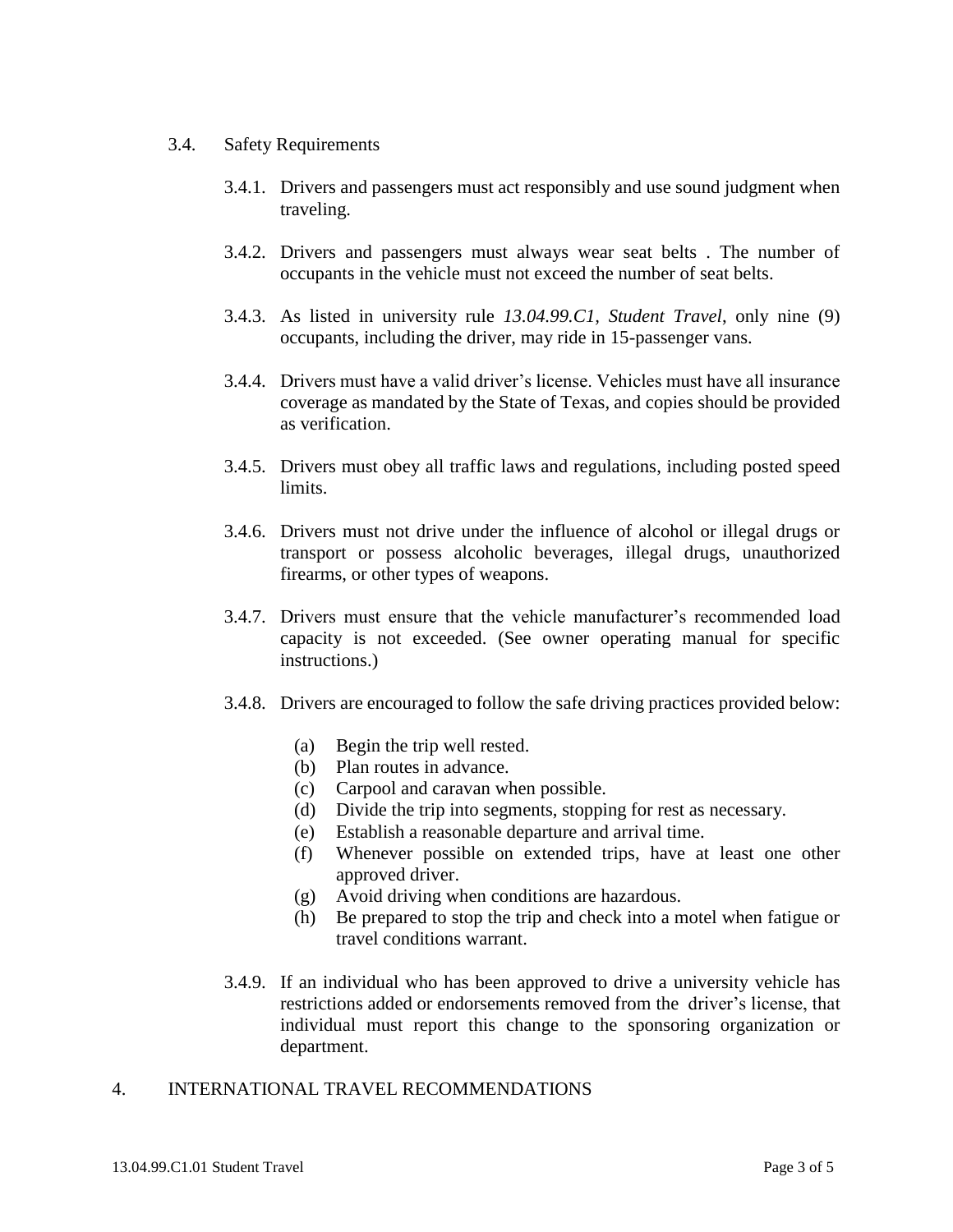3.4. Safety Requirements

3.4.1. Drivers and passengers must act responsibly and use sound judgment when traveling.

3.4.2. Drivers and passengers must always wear seat belts . The number of occupants in the vehicle must not exceed the number of seat belts.

3.4.3. As listed in university rule *13.04.99.C1, Student Travel,* only nine (9) occupants, including the driver, may ride in 15-passenger vans.

3.4.4. Drivers must have a valid driver's license. Vehicles must have all insurance coverage as mandated by the State of Texas, and copies should be provided as verification.

3.4.5. Drivers must obey all traffic laws and regulations, including posted speed limits.

3.4.6. Drivers must not drive under the influence of alcohol or illegal drugs or transport or possess alcoholic beverages, illegal drugs, unauthorized firearms, or other types of weapons.

3.4.7. Drivers must ensure that the vehicle manufacturer's recommended load capacity is not exceeded. (See owner operating manual for specific instructions.)

3.4.8. Drivers are encouraged to follow the safe driving practices provided below:

(a) Begin the trip well rested.
(b) Plan routes in advance.
(c) Carpool and caravan when possible.
(d) Divide the trip into segments, stopping for rest as necessary.
(e) Establish a reasonable departure and arrival time.
(f) Whenever possible on extended trips, have at least one other approved driver.
(g) Avoid driving when conditions are hazardous.
(h) Be prepared to stop the trip and check into a motel when fatigue or travel conditions warrant.

3.4.9. If an individual who has been approved to drive a university vehicle has restrictions added or endorsements removed from the driver's license, that individual must report this change to the sponsoring organization or department.

## 4. INTERNATIONAL TRAVEL RECOMMENDATIONS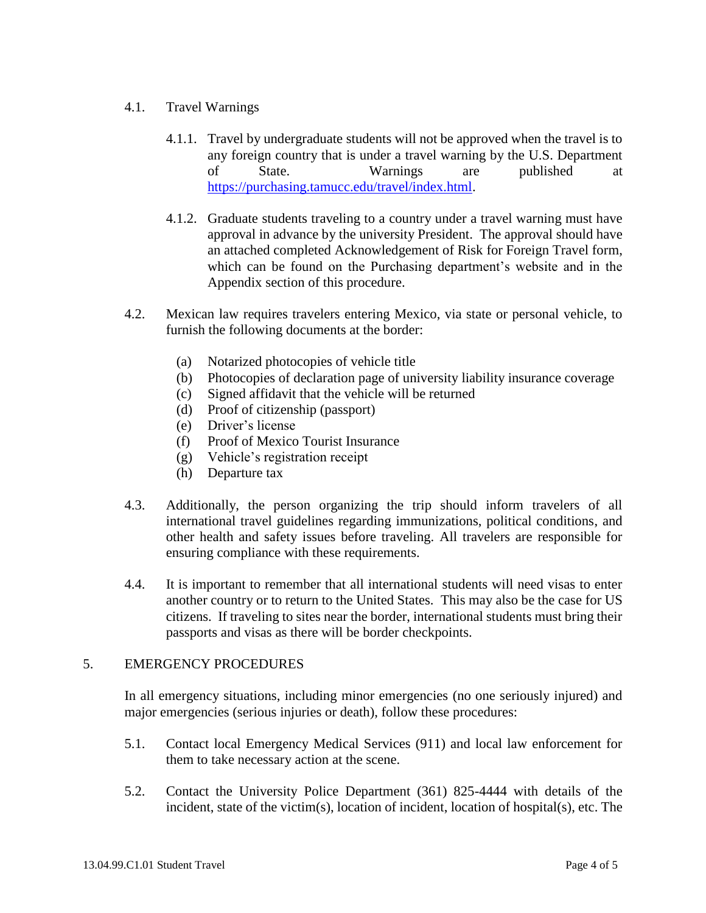4.1. Travel Warnings

4.1.1. Travel by undergraduate students will not be approved when the travel is to any foreign country that is under a travel warning by the U.S. Department of State. Warnings are published at https://purchasing.tamucc.edu/travel/index.html.

4.1.2. Graduate students traveling to a country under a travel warning must have approval in advance by the university President. The approval should have an attached completed Acknowledgement of Risk for Foreign Travel form, which can be found on the Purchasing department's website and in the Appendix section of this procedure.

4.2. Mexican law requires travelers entering Mexico, via state or personal vehicle, to furnish the following documents at the border:

(a) Notarized photocopies of vehicle title
(b) Photocopies of declaration page of university liability insurance coverage
(c) Signed affidavit that the vehicle will be returned
(d) Proof of citizenship (passport)
(e) Driver's license
(f) Proof of Mexico Tourist Insurance
(g) Vehicle's registration receipt
(h) Departure tax

4.3. Additionally, the person organizing the trip should inform travelers of all international travel guidelines regarding immunizations, political conditions, and other health and safety issues before traveling. All travelers are responsible for ensuring compliance with these requirements.

4.4. It is important to remember that all international students will need visas to enter another country or to return to the United States. This may also be the case for US citizens. If traveling to sites near the border, international students must bring their passports and visas as there will be border checkpoints.

## 5. EMERGENCY PROCEDURES

In all emergency situations, including minor emergencies (no one seriously injured) and major emergencies (serious injuries or death), follow these procedures:

5.1. Contact local Emergency Medical Services (911) and local law enforcement for them to take necessary action at the scene.

5.2. Contact the University Police Department (361) 825-4444 with details of the incident, state of the victim(s), location of incident, location of hospital(s), etc. The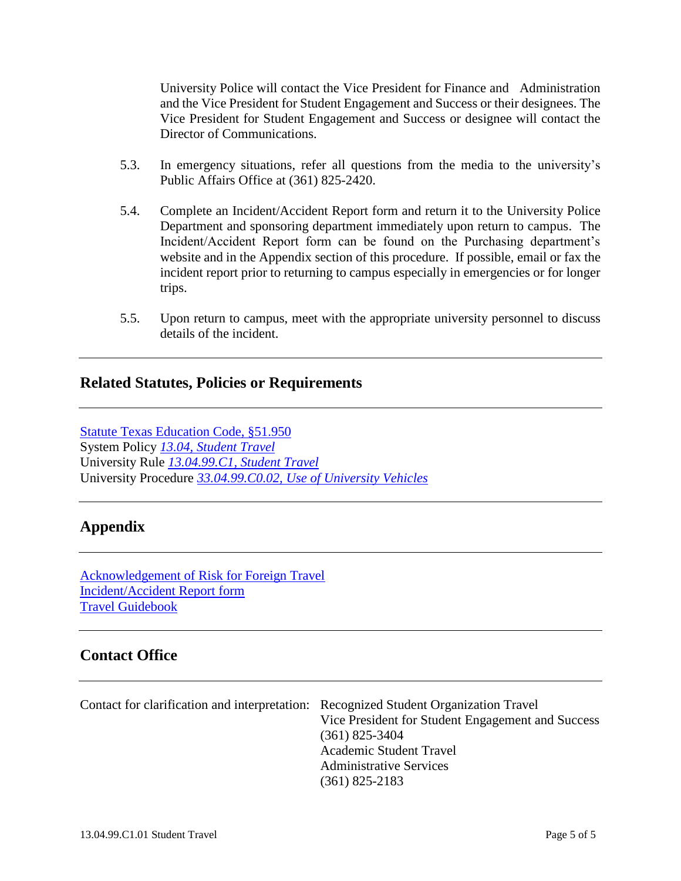University Police will contact the Vice President for Finance and Administration and the Vice President for Student Engagement and Success or their designees. The Vice President for Student Engagement and Success or designee will contact the Director of Communications.

5.3. In emergency situations, refer all questions from the media to the university's Public Affairs Office at (361) 825-2420.

5.4. Complete an Incident/Accident Report form and return it to the University Police Department and sponsoring department immediately upon return to campus. The Incident/Accident Report form can be found on the Purchasing department's website and in the Appendix section of this procedure. If possible, email or fax the incident report prior to returning to campus especially in emergencies or for longer trips.

5.5. Upon return to campus, meet with the appropriate university personnel to discuss details of the incident.

---

## Related Statutes, Policies or Requirements

---

Statute Texas Education Code, §51.950
System Policy *13.04, Student Travel*
University Rule *13.04.99.C1, Student Travel*
University Procedure *33.04.99.C0.02, Use of University Vehicles*

---

## Appendix

---

Acknowledgement of Risk for Foreign Travel
Incident/Accident Report form
Travel Guidebook

---

## Contact Office

---

Contact for clarification and interpretation:

Recognized Student Organization Travel
Vice President for Student Engagement and Success
(361) 825-3404
Academic Student Travel
Administrative Services
(361) 825-2183